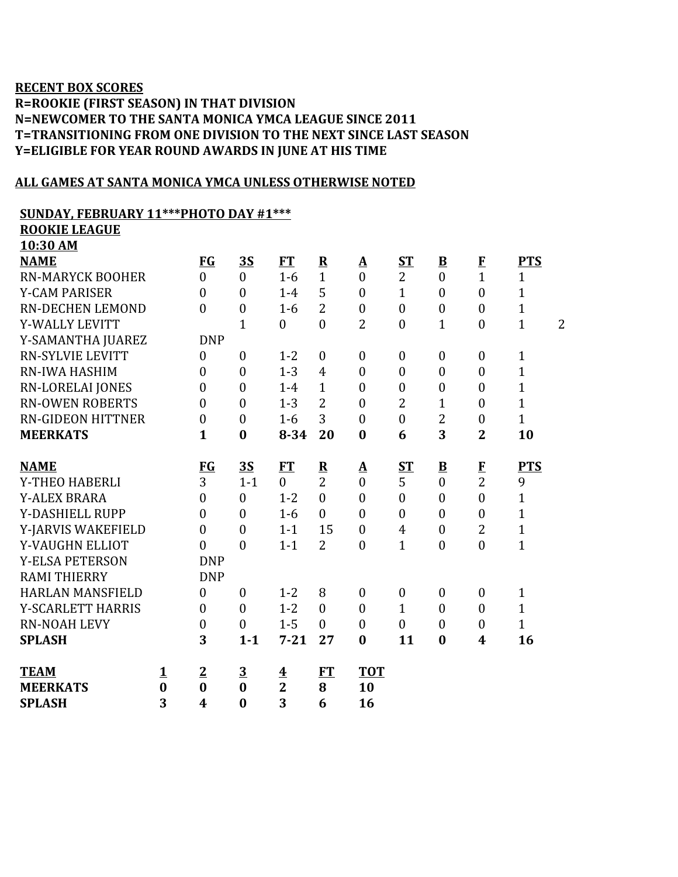**RECENT BOX SCORES**
**R=ROOKIE (FIRST SEASON) IN THAT DIVISION**
**N=NEWCOMER TO THE SANTA MONICA YMCA LEAGUE SINCE 2011**
**T=TRANSITIONING FROM ONE DIVISION TO THE NEXT SINCE LAST SEASON**
**Y=ELIGIBLE FOR YEAR ROUND AWARDS IN JUNE AT HIS TIME**

**ALL GAMES AT SANTA MONICA YMCA UNLESS OTHERWISE NOTED**

**SUNDAY, FEBRUARY 11***PHOTO DAY #1*****
**ROOKIE LEAGUE**
**10:30 AM**

| NAME | FG | 3S | FT | R | A | ST | B | F | PTS | |
|---|---|---|---|---|---|---|---|---|---|---|
| RN-MARYCK BOOHER | 0 | 0 | 1-6 | 1 | 0 | 2 | 0 | 1 | 1 | |
| Y-CAM PARISER | 0 | 0 | 1-4 | 5 | 0 | 1 | 0 | 0 | 1 | |
| RN-DECHEN LEMOND | 0 | 0 | 1-6 | 2 | 0 | 0 | 0 | 0 | 1 | |
| Y-WALLY LEVITT | | 1 | 0 | 0 | 2 | 0 | 1 | 0 | 1 | 2 |
| Y-SAMANTHA JUAREZ | DNP | | | | | | | | | |
| RN-SYLVIE LEVITT | 0 | 0 | 1-2 | 0 | 0 | 0 | 0 | 0 | 1 | |
| RN-IWA HASHIM | 0 | 0 | 1-3 | 4 | 0 | 0 | 0 | 0 | 1 | |
| RN-LORELAI JONES | 0 | 0 | 1-4 | 1 | 0 | 0 | 0 | 0 | 1 | |
| RN-OWEN ROBERTS | 0 | 0 | 1-3 | 2 | 0 | 2 | 1 | 0 | 1 | |
| RN-GIDEON HITTNER | 0 | 0 | 1-6 | 3 | 0 | 0 | 2 | 0 | 1 | |
| **MEERKATS** | **1** | **0** | **8-34** | **20** | **0** | **6** | **3** | **2** | **10** | |

| NAME | FG | 3S | FT | R | A | ST | B | F | PTS |
|---|---|---|---|---|---|---|---|---|---|
| Y-THEO HABERLI | 3 | 1-1 | 0 | 2 | 0 | 5 | 0 | 2 | 9 |
| Y-ALEX BRARA | 0 | 0 | 1-2 | 0 | 0 | 0 | 0 | 0 | 1 |
| Y-DASHIELL RUPP | 0 | 0 | 1-6 | 0 | 0 | 0 | 0 | 0 | 1 |
| Y-JARVIS WAKEFIELD | 0 | 0 | 1-1 | 15 | 0 | 4 | 0 | 2 | 1 |
| Y-VAUGHN ELLIOT | 0 | 0 | 1-1 | 2 | 0 | 1 | 0 | 0 | 1 |
| Y-ELSA PETERSON | DNP | | | | | | | | |
| RAMI THIERRY | DNP | | | | | | | | |
| HARLAN MANSFIELD | 0 | 0 | 1-2 | 8 | 0 | 0 | 0 | 0 | 1 |
| Y-SCARLETT HARRIS | 0 | 0 | 1-2 | 0 | 0 | 1 | 0 | 0 | 1 |
| RN-NOAH LEVY | 0 | 0 | 1-5 | 0 | 0 | 0 | 0 | 0 | 1 |
| **SPLASH** | **3** | **1-1** | **7-21** | **27** | **0** | **11** | **0** | **4** | **16** |

| TEAM | 1 | 2 | 3 | 4 | FT | TOT |
|---|---|---|---|---|---|---|
| **MEERKATS** | **0** | **0** | **0** | **2** | **8** | **10** |
| **SPLASH** | **3** | **4** | **0** | **3** | **6** | **16** |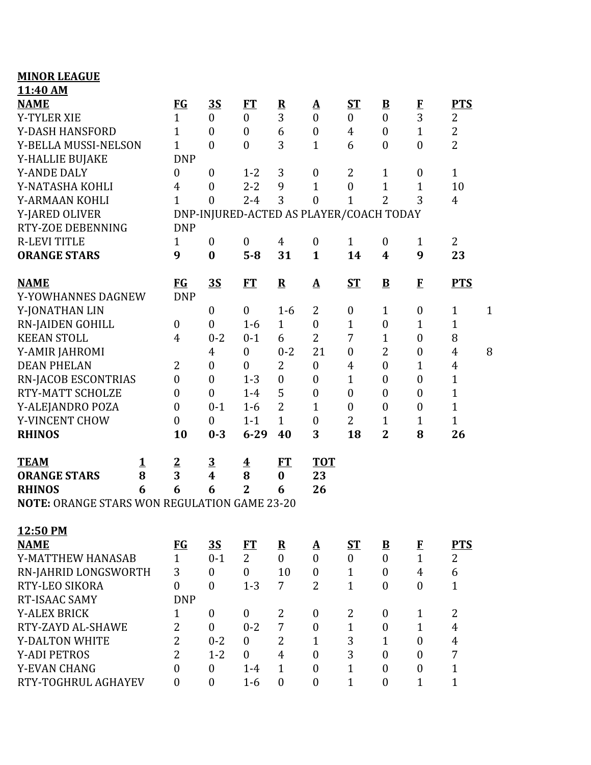**MINOR LEAGUE**

**11:40 AM**

| NAME | FG | 3S | FT | R | A | ST | B | F | PTS |
|---|---|---|---|---|---|---|---|---|---|
| Y-TYLER XIE | 1 | 0 | 0 | 3 | 0 | 0 | 0 | 3 | 2 |
| Y-DASH HANSFORD | 1 | 0 | 0 | 6 | 0 | 4 | 0 | 1 | 2 |
| Y-BELLA MUSSI-NELSON | 1 | 0 | 0 | 3 | 1 | 6 | 0 | 0 | 2 |
| Y-HALLIE BUJAKE | DNP | | | | | | | | |
| Y-ANDE DALY | 0 | 0 | 1-2 | 3 | 0 | 2 | 1 | 0 | 1 |
| Y-NATASHA KOHLI | 4 | 0 | 2-2 | 9 | 1 | 0 | 1 | 1 | 10 |
| Y-ARMAAN KOHLI | 1 | 0 | 2-4 | 3 | 0 | 1 | 2 | 3 | 4 |
| Y-JARED OLIVER | DNP-INJURED-ACTED AS PLAYER/COACH TODAY | | | | | | | | |
| RTY-ZOE DEBENNING | DNP | | | | | | | | |
| R-LEVI TITLE | 1 | 0 | 0 | 4 | 0 | 1 | 0 | 1 | 2 |
| **ORANGE STARS** | **9** | **0** | **5-8** | **31** | **1** | **14** | **4** | **9** | **23** |

| NAME | FG | 3S | FT | R | A | ST | B | F | PTS | |
|---|---|---|---|---|---|---|---|---|---|---|
| Y-YOWHANNES DAGNEW | DNP | | | | | | | | | |
| Y-JONATHAN LIN | | 0 | 0 | 1-6 | 2 | 0 | 1 | 0 | 1 | 1 |
| RN-JAIDEN GOHILL | 0 | 0 | 1-6 | 1 | 0 | 1 | 0 | 1 | 1 | |
| KEEAN STOLL | 4 | 0-2 | 0-1 | 6 | 2 | 7 | 1 | 0 | 8 | |
| Y-AMIR JAHROMI | | 4 | 0 | 0-2 | 21 | 0 | 2 | 0 | 4 | 8 |
| DEAN PHELAN | 2 | 0 | 0 | 2 | 0 | 4 | 0 | 1 | 4 | |
| RN-JACOB ESCONTRIAS | 0 | 0 | 1-3 | 0 | 0 | 1 | 0 | 0 | 1 | |
| RTY-MATT SCHOLZE | 0 | 0 | 1-4 | 5 | 0 | 0 | 0 | 0 | 1 | |
| Y-ALEJANDRO POZA | 0 | 0-1 | 1-6 | 2 | 1 | 0 | 0 | 0 | 1 | |
| Y-VINCENT CHOW | 0 | 0 | 1-1 | 1 | 0 | 2 | 1 | 1 | 1 | |
| **RHINOS** | **10** | **0-3** | **6-29** | **40** | **3** | **18** | **2** | **8** | **26** | |

| TEAM | 1 | 2 | 3 | 4 | FT | TOT |
|---|---|---|---|---|---|---|
| **ORANGE STARS** | **8** | **3** | **4** | **8** | **0** | **23** |
| **RHINOS** | **6** | **6** | **6** | **2** | **6** | **26** |

**NOTE:** ORANGE STARS WON REGULATION GAME 23-20

**12:50 PM**

| NAME | FG | 3S | FT | R | A | ST | B | F | PTS |
|---|---|---|---|---|---|---|---|---|---|
| Y-MATTHEW HANASAB | 1 | 0-1 | 2 | 0 | 0 | 0 | 0 | 1 | 2 |
| RN-JAHRID LONGSWORTH | 3 | 0 | 0 | 10 | 0 | 1 | 0 | 4 | 6 |
| RTY-LEO SIKORA | 0 | 0 | 1-3 | 7 | 2 | 1 | 0 | 0 | 1 |
| RT-ISAAC SAMY | DNP | | | | | | | | |
| Y-ALEX BRICK | 1 | 0 | 0 | 2 | 0 | 2 | 0 | 1 | 2 |
| RTY-ZAYD AL-SHAWE | 2 | 0 | 0-2 | 7 | 0 | 1 | 0 | 1 | 4 |
| Y-DALTON WHITE | 2 | 0-2 | 0 | 2 | 1 | 3 | 1 | 0 | 4 |
| Y-ADI PETROS | 2 | 1-2 | 0 | 4 | 0 | 3 | 0 | 0 | 7 |
| Y-EVAN CHANG | 0 | 0 | 1-4 | 1 | 0 | 1 | 0 | 0 | 1 |
| RTY-TOGHRUL AGHAYEV | 0 | 0 | 1-6 | 0 | 0 | 1 | 0 | 1 | 1 |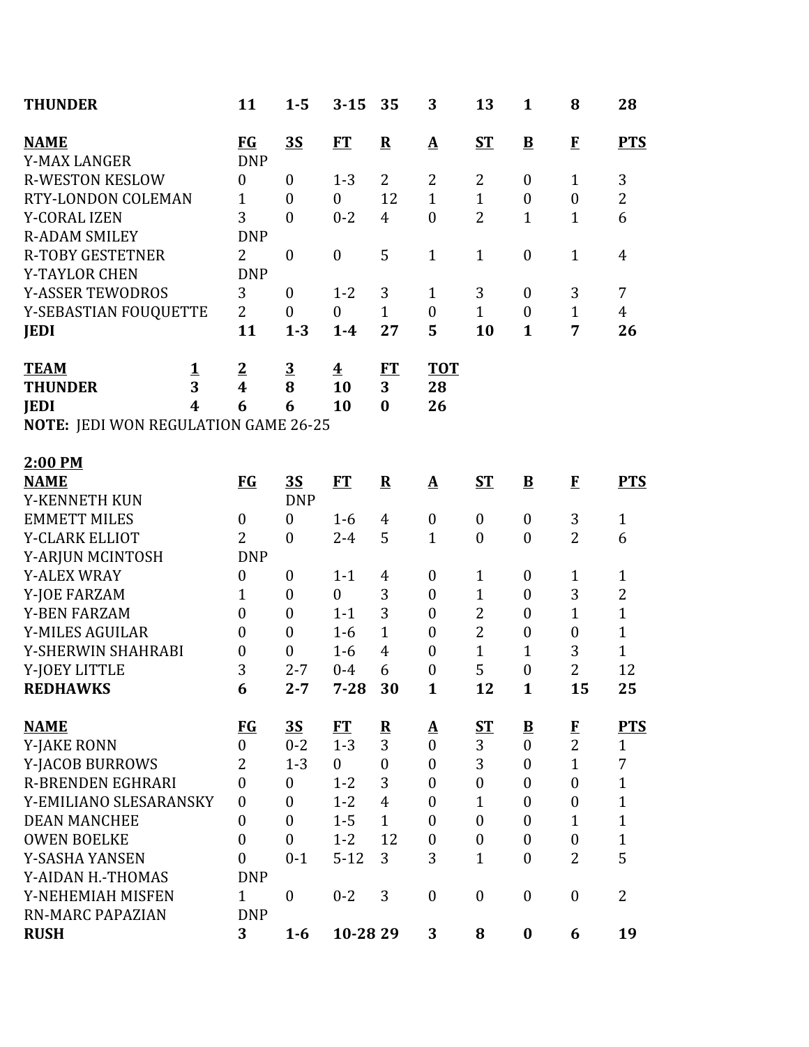| | FG | 3S | FT | R | A | ST | B | F | PTS |
|---|---|---|---|---|---|---|---|---|---|
| **THUNDER** | **11** | **1-5** | **3-15** | **35** | **3** | **13** | **1** | **8** | **28** |

| NAME | FG | 3S | FT | R | A | ST | B | F | PTS |
|---|---|---|---|---|---|---|---|---|---|
| Y-MAX LANGER | DNP | | | | | | | | |
| R-WESTON KESLOW | 0 | 0 | 1-3 | 2 | 2 | 2 | 0 | 1 | 3 |
| RTY-LONDON COLEMAN | 1 | 0 | 0 | 12 | 1 | 1 | 0 | 0 | 2 |
| Y-CORAL IZEN | 3 | 0 | 0-2 | 4 | 0 | 2 | 1 | 1 | 6 |
| R-ADAM SMILEY | DNP | | | | | | | | |
| R-TOBY GESTETNER | 2 | 0 | 0 | 5 | 1 | 1 | 0 | 1 | 4 |
| Y-TAYLOR CHEN | DNP | | | | | | | | |
| Y-ASSER TEWODROS | 3 | 0 | 1-2 | 3 | 1 | 3 | 0 | 3 | 7 |
| Y-SEBASTIAN FOUQUETTE | 2 | 0 | 0 | 1 | 0 | 1 | 0 | 1 | 4 |
| **JEDI** | **11** | **1-3** | **1-4** | **27** | **5** | **10** | **1** | **7** | **26** |

| TEAM | 1 | 2 | 3 | 4 | FT | TOT |
|---|---|---|---|---|---|---|
| **THUNDER** | **3** | **4** | **8** | **10** | **3** | **28** |
| **JEDI** | **4** | **6** | **6** | **10** | **0** | **26** |

**NOTE:** JEDI WON REGULATION GAME 26-25

**2:00 PM**

| NAME | FG | 3S | FT | R | A | ST | B | F | PTS |
|---|---|---|---|---|---|---|---|---|---|
| Y-KENNETH KUN | | DNP | | | | | | | |
| EMMETT MILES | 0 | 0 | 1-6 | 4 | 0 | 0 | 0 | 3 | 1 |
| Y-CLARK ELLIOT | 2 | 0 | 2-4 | 5 | 1 | 0 | 0 | 2 | 6 |
| Y-ARJUN MCINTOSH | DNP | | | | | | | | |
| Y-ALEX WRAY | 0 | 0 | 1-1 | 4 | 0 | 1 | 0 | 1 | 1 |
| Y-JOE FARZAM | 1 | 0 | 0 | 3 | 0 | 1 | 0 | 3 | 2 |
| Y-BEN FARZAM | 0 | 0 | 1-1 | 3 | 0 | 2 | 0 | 1 | 1 |
| Y-MILES AGUILAR | 0 | 0 | 1-6 | 1 | 0 | 2 | 0 | 0 | 1 |
| Y-SHERWIN SHAHRABI | 0 | 0 | 1-6 | 4 | 0 | 1 | 1 | 3 | 1 |
| Y-JOEY LITTLE | 3 | 2-7 | 0-4 | 6 | 0 | 5 | 0 | 2 | 12 |
| **REDHAWKS** | **6** | **2-7** | **7-28** | **30** | **1** | **12** | **1** | **15** | **25** |

| NAME | FG | 3S | FT | R | A | ST | B | F | PTS |
|---|---|---|---|---|---|---|---|---|---|
| Y-JAKE RONN | 0 | 0-2 | 1-3 | 3 | 0 | 3 | 0 | 2 | 1 |
| Y-JACOB BURROWS | 2 | 1-3 | 0 | 0 | 0 | 3 | 0 | 1 | 7 |
| R-BRENDEN EGHRARI | 0 | 0 | 1-2 | 3 | 0 | 0 | 0 | 0 | 1 |
| Y-EMILIANO SLESARANSKY | 0 | 0 | 1-2 | 4 | 0 | 1 | 0 | 0 | 1 |
| DEAN MANCHEE | 0 | 0 | 1-5 | 1 | 0 | 0 | 0 | 1 | 1 |
| OWEN BOELKE | 0 | 0 | 1-2 | 12 | 0 | 0 | 0 | 0 | 1 |
| Y-SASHA YANSEN | 0 | 0-1 | 5-12 | 3 | 3 | 1 | 0 | 2 | 5 |
| Y-AIDAN H.-THOMAS | DNP | | | | | | | | |
| Y-NEHEMIAH MISFEN | 1 | 0 | 0-2 | 3 | 0 | 0 | 0 | 0 | 2 |
| RN-MARC PAPAZIAN | DNP | | | | | | | | |
| **RUSH** | **3** | **1-6** | **10-28** | **29** | **3** | **8** | **0** | **6** | **19** |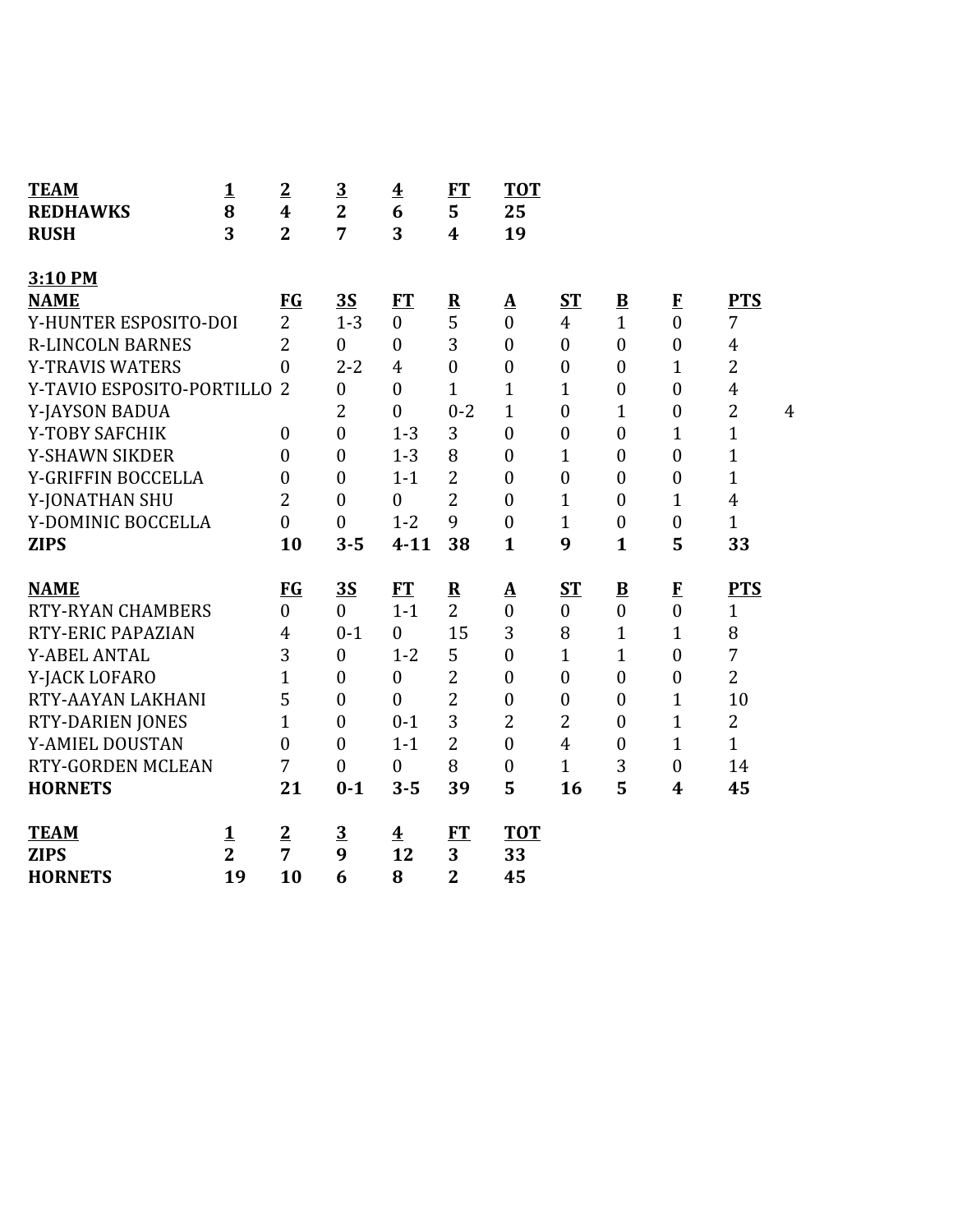| TEAM | 1 | 2 | 3 | 4 | FT | TOT |
|---|---|---|---|---|---|---|
| **REDHAWKS** | **8** | **4** | **2** | **6** | **5** | **25** |
| **RUSH** | **3** | **2** | **7** | **3** | **4** | **19** |

**3:10 PM**

| NAME | FG | 3S | FT | R | A | ST | B | F | PTS | |
|---|---|---|---|---|---|---|---|---|---|---|
| Y-HUNTER ESPOSITO-DOI | 2 | 1-3 | 0 | 5 | 0 | 4 | 1 | 0 | 7 | |
| R-LINCOLN BARNES | 2 | 0 | 0 | 3 | 0 | 0 | 0 | 0 | 4 | |
| Y-TRAVIS WATERS | 0 | 2-2 | 4 | 0 | 0 | 0 | 0 | 1 | 2 | |
| Y-TAVIO ESPOSITO-PORTILLO | 2 | 0 | 0 | 1 | 1 | 1 | 0 | 0 | 4 | |
| Y-JAYSON BADUA | | 2 | 0 | 0-2 | 1 | 0 | 1 | 0 | 2 | 4 |
| Y-TOBY SAFCHIK | 0 | 0 | 1-3 | 3 | 0 | 0 | 0 | 1 | 1 | |
| Y-SHAWN SIKDER | 0 | 0 | 1-3 | 8 | 0 | 1 | 0 | 0 | 1 | |
| Y-GRIFFIN BOCCELLA | 0 | 0 | 1-1 | 2 | 0 | 0 | 0 | 0 | 1 | |
| Y-JONATHAN SHU | 2 | 0 | 0 | 2 | 0 | 1 | 0 | 1 | 4 | |
| Y-DOMINIC BOCCELLA | 0 | 0 | 1-2 | 9 | 0 | 1 | 0 | 0 | 1 | |
| **ZIPS** | **10** | **3-5** | **4-11** | **38** | **1** | **9** | **1** | **5** | **33** | |

| NAME | FG | 3S | FT | R | A | ST | B | F | PTS |
|---|---|---|---|---|---|---|---|---|---|
| RTY-RYAN CHAMBERS | 0 | 0 | 1-1 | 2 | 0 | 0 | 0 | 0 | 1 |
| RTY-ERIC PAPAZIAN | 4 | 0-1 | 0 | 15 | 3 | 8 | 1 | 1 | 8 |
| Y-ABEL ANTAL | 3 | 0 | 1-2 | 5 | 0 | 1 | 1 | 0 | 7 |
| Y-JACK LOFARO | 1 | 0 | 0 | 2 | 0 | 0 | 0 | 0 | 2 |
| RTY-AAYAN LAKHANI | 5 | 0 | 0 | 2 | 0 | 0 | 0 | 1 | 10 |
| RTY-DARIEN JONES | 1 | 0 | 0-1 | 3 | 2 | 2 | 0 | 1 | 2 |
| Y-AMIEL DOUSTAN | 0 | 0 | 1-1 | 2 | 0 | 4 | 0 | 1 | 1 |
| RTY-GORDEN MCLEAN | 7 | 0 | 0 | 8 | 0 | 1 | 3 | 0 | 14 |
| **HORNETS** | **21** | **0-1** | **3-5** | **39** | **5** | **16** | **5** | **4** | **45** |

| TEAM | 1 | 2 | 3 | 4 | FT | TOT |
|---|---|---|---|---|---|---|
| **ZIPS** | **2** | **7** | **9** | **12** | **3** | **33** |
| **HORNETS** | **19** | **10** | **6** | **8** | **2** | **45** |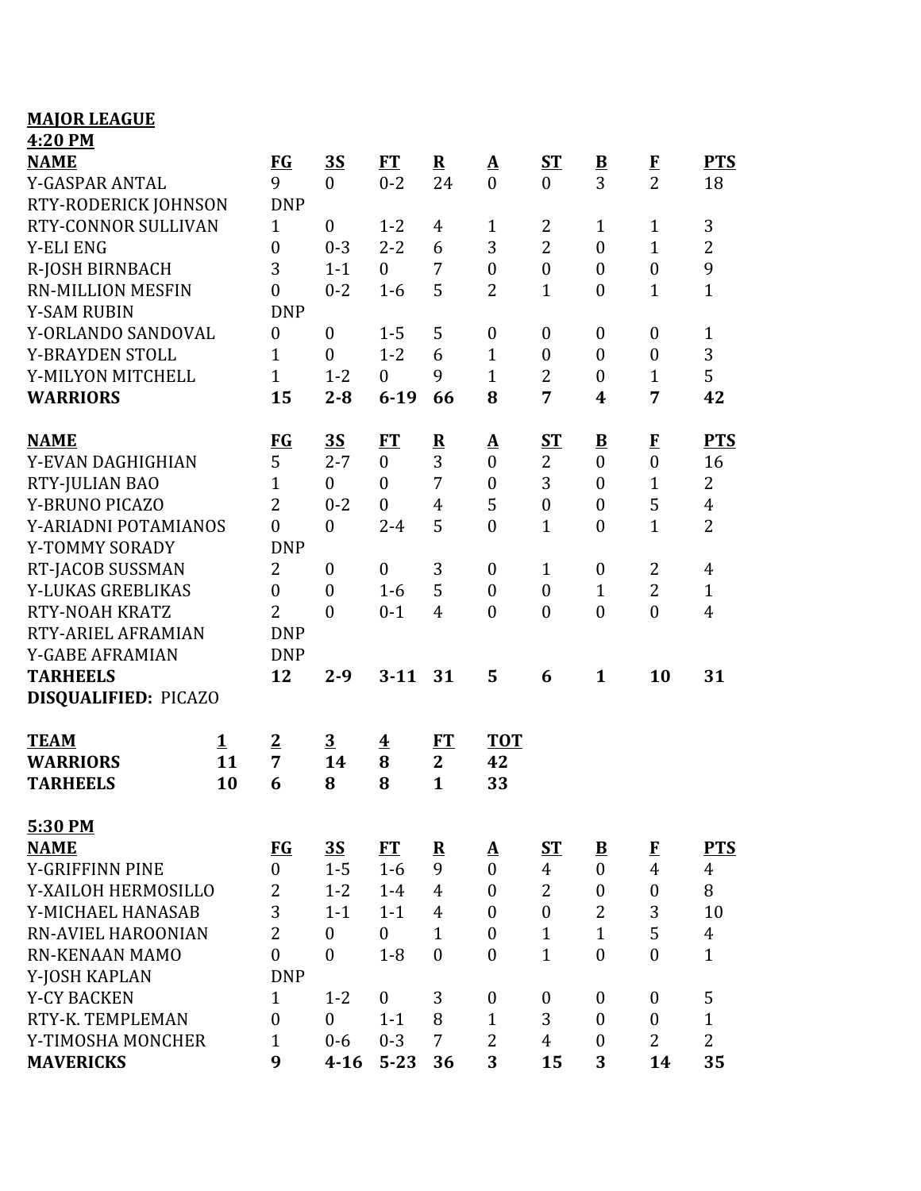**MAJOR LEAGUE**

**4:20 PM**

| **NAME** | **FG** | **3S** | **FT** | **R** | **A** | **ST** | **B** | **F** | **PTS** |
|---|---|---|---|---|---|---|---|---|---|
| Y-GASPAR ANTAL | 9 | 0 | 0-2 | 24 | 0 | 0 | 3 | 2 | 18 |
| RTY-RODERICK JOHNSON | DNP | | | | | | | | |
| RTY-CONNOR SULLIVAN | 1 | 0 | 1-2 | 4 | 1 | 2 | 1 | 1 | 3 |
| Y-ELI ENG | 0 | 0-3 | 2-2 | 6 | 3 | 2 | 0 | 1 | 2 |
| R-JOSH BIRNBACH | 3 | 1-1 | 0 | 7 | 0 | 0 | 0 | 0 | 9 |
| RN-MILLION MESFIN | 0 | 0-2 | 1-6 | 5 | 2 | 1 | 0 | 1 | 1 |
| Y-SAM RUBIN | DNP | | | | | | | | |
| Y-ORLANDO SANDOVAL | 0 | 0 | 1-5 | 5 | 0 | 0 | 0 | 0 | 1 |
| Y-BRAYDEN STOLL | 1 | 0 | 1-2 | 6 | 1 | 0 | 0 | 0 | 3 |
| Y-MILYON MITCHELL | 1 | 1-2 | 0 | 9 | 1 | 2 | 0 | 1 | 5 |
| **WARRIORS** | **15** | **2-8** | **6-19** | **66** | **8** | **7** | **4** | **7** | **42** |

| **NAME** | **FG** | **3S** | **FT** | **R** | **A** | **ST** | **B** | **F** | **PTS** |
|---|---|---|---|---|---|---|---|---|---|
| Y-EVAN DAGHIGHIAN | 5 | 2-7 | 0 | 3 | 0 | 2 | 0 | 0 | 16 |
| RTY-JULIAN BAO | 1 | 0 | 0 | 7 | 0 | 3 | 0 | 1 | 2 |
| Y-BRUNO PICAZO | 2 | 0-2 | 0 | 4 | 5 | 0 | 0 | 5 | 4 |
| Y-ARIADNI POTAMIANOS | 0 | 0 | 2-4 | 5 | 0 | 1 | 0 | 1 | 2 |
| Y-TOMMY SORADY | DNP | | | | | | | | |
| RT-JACOB SUSSMAN | 2 | 0 | 0 | 3 | 0 | 1 | 0 | 2 | 4 |
| Y-LUKAS GREBLIKAS | 0 | 0 | 1-6 | 5 | 0 | 0 | 1 | 2 | 1 |
| RTY-NOAH KRATZ | 2 | 0 | 0-1 | 4 | 0 | 0 | 0 | 0 | 4 |
| RTY-ARIEL AFRAMIAN | DNP | | | | | | | | |
| Y-GABE AFRAMIAN | DNP | | | | | | | | |
| **TARHEELS** | **12** | **2-9** | **3-11** | **31** | **5** | **6** | **1** | **10** | **31** |

**DISQUALIFIED:** PICAZO

| **TEAM** | **1** | **2** | **3** | **4** | **FT** | **TOT** |
|---|---|---|---|---|---|---|
| **WARRIORS** | **11** | **7** | **14** | **8** | **2** | **42** |
| **TARHEELS** | **10** | **6** | **8** | **8** | **1** | **33** |

**5:30 PM**

| **NAME** | **FG** | **3S** | **FT** | **R** | **A** | **ST** | **B** | **F** | **PTS** |
|---|---|---|---|---|---|---|---|---|---|
| Y-GRIFFINN PINE | 0 | 1-5 | 1-6 | 9 | 0 | 4 | 0 | 4 | 4 |
| Y-XAILOH HERMOSILLO | 2 | 1-2 | 1-4 | 4 | 0 | 2 | 0 | 0 | 8 |
| Y-MICHAEL HANASAB | 3 | 1-1 | 1-1 | 4 | 0 | 0 | 2 | 3 | 10 |
| RN-AVIEL HAROONIAN | 2 | 0 | 0 | 1 | 0 | 1 | 1 | 5 | 4 |
| RN-KENAAN MAMO | 0 | 0 | 1-8 | 0 | 0 | 1 | 0 | 0 | 1 |
| Y-JOSH KAPLAN | DNP | | | | | | | | |
| Y-CY BACKEN | 1 | 1-2 | 0 | 3 | 0 | 0 | 0 | 0 | 5 |
| RTY-K. TEMPLEMAN | 0 | 0 | 1-1 | 8 | 1 | 3 | 0 | 0 | 1 |
| Y-TIMOSHA MONCHER | 1 | 0-6 | 0-3 | 7 | 2 | 4 | 0 | 2 | 2 |
| **MAVERICKS** | **9** | **4-16** | **5-23** | **36** | **3** | **15** | **3** | **14** | **35** |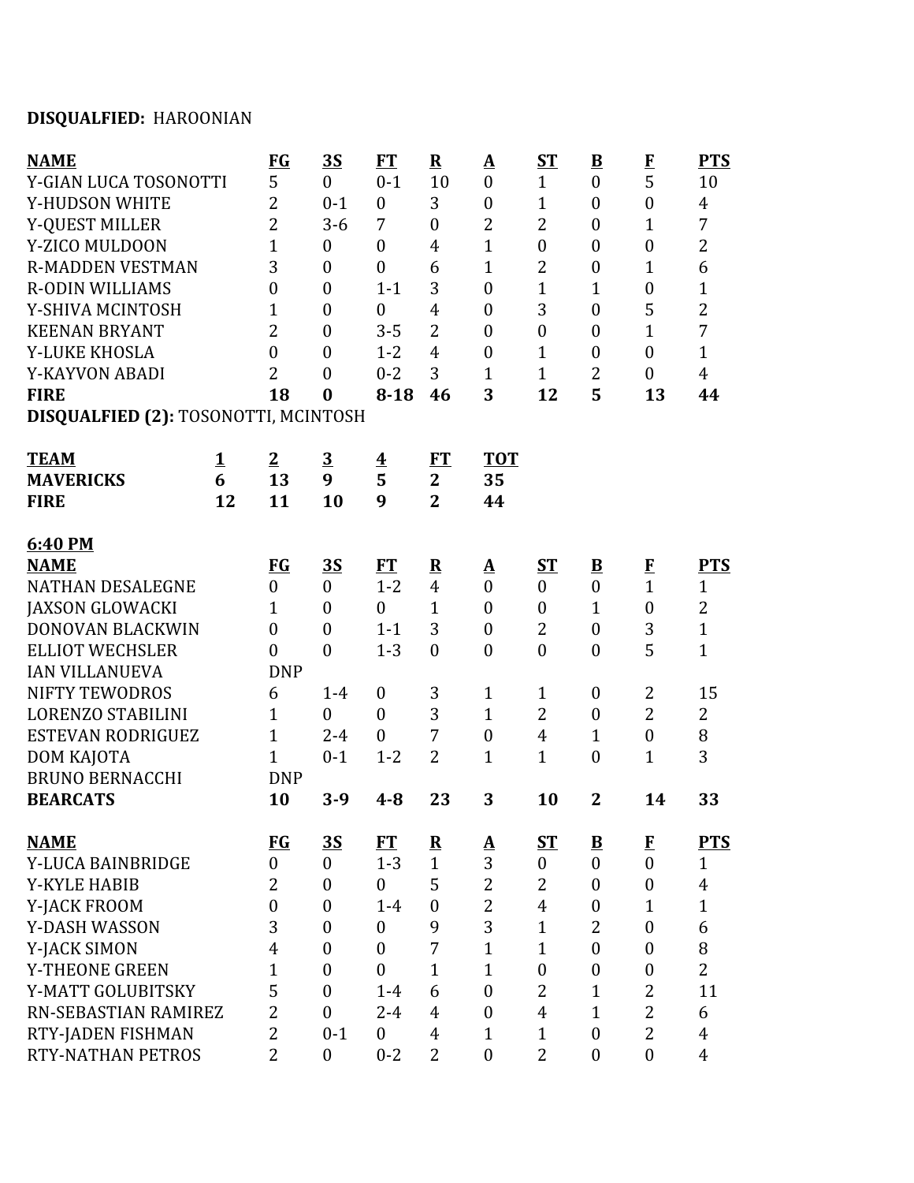**DISQUALFIED:** HAROONIAN

| **NAME** | **FG** | **3S** | **FT** | **R** | **A** | **ST** | **B** | **F** | **PTS** |
|---|---|---|---|---|---|---|---|---|---|
| Y-GIAN LUCA TOSONOTTI | 5 | 0 | 0-1 | 10 | 0 | 1 | 0 | 5 | 10 |
| Y-HUDSON WHITE | 2 | 0-1 | 0 | 3 | 0 | 1 | 0 | 0 | 4 |
| Y-QUEST MILLER | 2 | 3-6 | 7 | 0 | 2 | 2 | 0 | 1 | 7 |
| Y-ZICO MULDOON | 1 | 0 | 0 | 4 | 1 | 0 | 0 | 0 | 2 |
| R-MADDEN VESTMAN | 3 | 0 | 0 | 6 | 1 | 2 | 0 | 1 | 6 |
| R-ODIN WILLIAMS | 0 | 0 | 1-1 | 3 | 0 | 1 | 1 | 0 | 1 |
| Y-SHIVA MCINTOSH | 1 | 0 | 0 | 4 | 0 | 3 | 0 | 5 | 2 |
| KEENAN BRYANT | 2 | 0 | 3-5 | 2 | 0 | 0 | 0 | 1 | 7 |
| Y-LUKE KHOSLA | 0 | 0 | 1-2 | 4 | 0 | 1 | 0 | 0 | 1 |
| Y-KAYVON ABADI | 2 | 0 | 0-2 | 3 | 1 | 1 | 2 | 0 | 4 |
| **FIRE** | **18** | **0** | **8-18** | **46** | **3** | **12** | **5** | **13** | **44** |

**DISQUALFIED (2):** TOSONOTTI, MCINTOSH

| **TEAM** | **1** | **2** | **3** | **4** | **FT** | **TOT** |
|---|---|---|---|---|---|---|
| **MAVERICKS** | **6** | **13** | **9** | **5** | **2** | **35** |
| **FIRE** | **12** | **11** | **10** | **9** | **2** | **44** |

**6:40 PM**

| **NAME** | **FG** | **3S** | **FT** | **R** | **A** | **ST** | **B** | **F** | **PTS** |
|---|---|---|---|---|---|---|---|---|---|
| NATHAN DESALEGNE | 0 | 0 | 1-2 | 4 | 0 | 0 | 0 | 1 | 1 |
| JAXSON GLOWACKI | 1 | 0 | 0 | 1 | 0 | 0 | 1 | 0 | 2 |
| DONOVAN BLACKWIN | 0 | 0 | 1-1 | 3 | 0 | 2 | 0 | 3 | 1 |
| ELLIOT WECHSLER | 0 | 0 | 1-3 | 0 | 0 | 0 | 0 | 5 | 1 |
| IAN VILLANUEVA | DNP | | | | | | | | |
| NIFTY TEWODROS | 6 | 1-4 | 0 | 3 | 1 | 1 | 0 | 2 | 15 |
| LORENZO STABILINI | 1 | 0 | 0 | 3 | 1 | 2 | 0 | 2 | 2 |
| ESTEVAN RODRIGUEZ | 1 | 2-4 | 0 | 7 | 0 | 4 | 1 | 0 | 8 |
| DOM KAJOTA | 1 | 0-1 | 1-2 | 2 | 1 | 1 | 0 | 1 | 3 |
| BRUNO BERNACCHI | DNP | | | | | | | | |
| **BEARCATS** | **10** | **3-9** | **4-8** | **23** | **3** | **10** | **2** | **14** | **33** |

| **NAME** | **FG** | **3S** | **FT** | **R** | **A** | **ST** | **B** | **F** | **PTS** |
|---|---|---|---|---|---|---|---|---|---|
| Y-LUCA BAINBRIDGE | 0 | 0 | 1-3 | 1 | 3 | 0 | 0 | 0 | 1 |
| Y-KYLE HABIB | 2 | 0 | 0 | 5 | 2 | 2 | 0 | 0 | 4 |
| Y-JACK FROOM | 0 | 0 | 1-4 | 0 | 2 | 4 | 0 | 1 | 1 |
| Y-DASH WASSON | 3 | 0 | 0 | 9 | 3 | 1 | 2 | 0 | 6 |
| Y-JACK SIMON | 4 | 0 | 0 | 7 | 1 | 1 | 0 | 0 | 8 |
| Y-THEONE GREEN | 1 | 0 | 0 | 1 | 1 | 0 | 0 | 0 | 2 |
| Y-MATT GOLUBITSKY | 5 | 0 | 1-4 | 6 | 0 | 2 | 1 | 2 | 11 |
| RN-SEBASTIAN RAMIREZ | 2 | 0 | 2-4 | 4 | 0 | 4 | 1 | 2 | 6 |
| RTY-JADEN FISHMAN | 2 | 0-1 | 0 | 4 | 1 | 1 | 0 | 2 | 4 |
| RTY-NATHAN PETROS | 2 | 0 | 0-2 | 2 | 0 | 2 | 0 | 0 | 4 |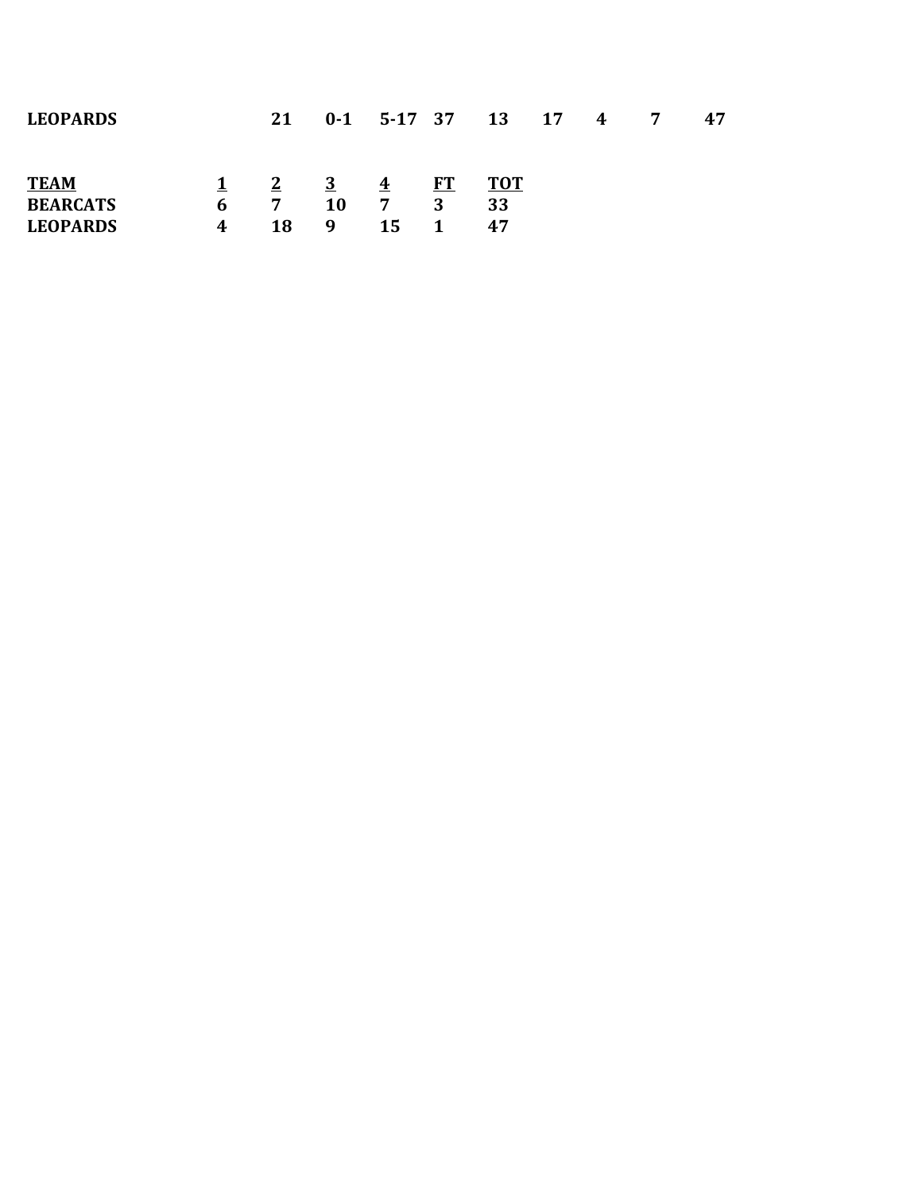| | | | | | | | | | |
|---|---|---|---|---|---|---|---|---|---|
| **LEOPARDS** | **21** | **0-1** | **5-17** | **37** | **13** | **17** | **4** | **7** | **47** |

| **TEAM** | **1** | **2** | **3** | **4** | **FT** | **TOT** |
|---|---|---|---|---|---|---|
| **BEARCATS** | **6** | **7** | **10** | **7** | **3** | **33** |
| **LEOPARDS** | **4** | **18** | **9** | **15** | **1** | **47** |